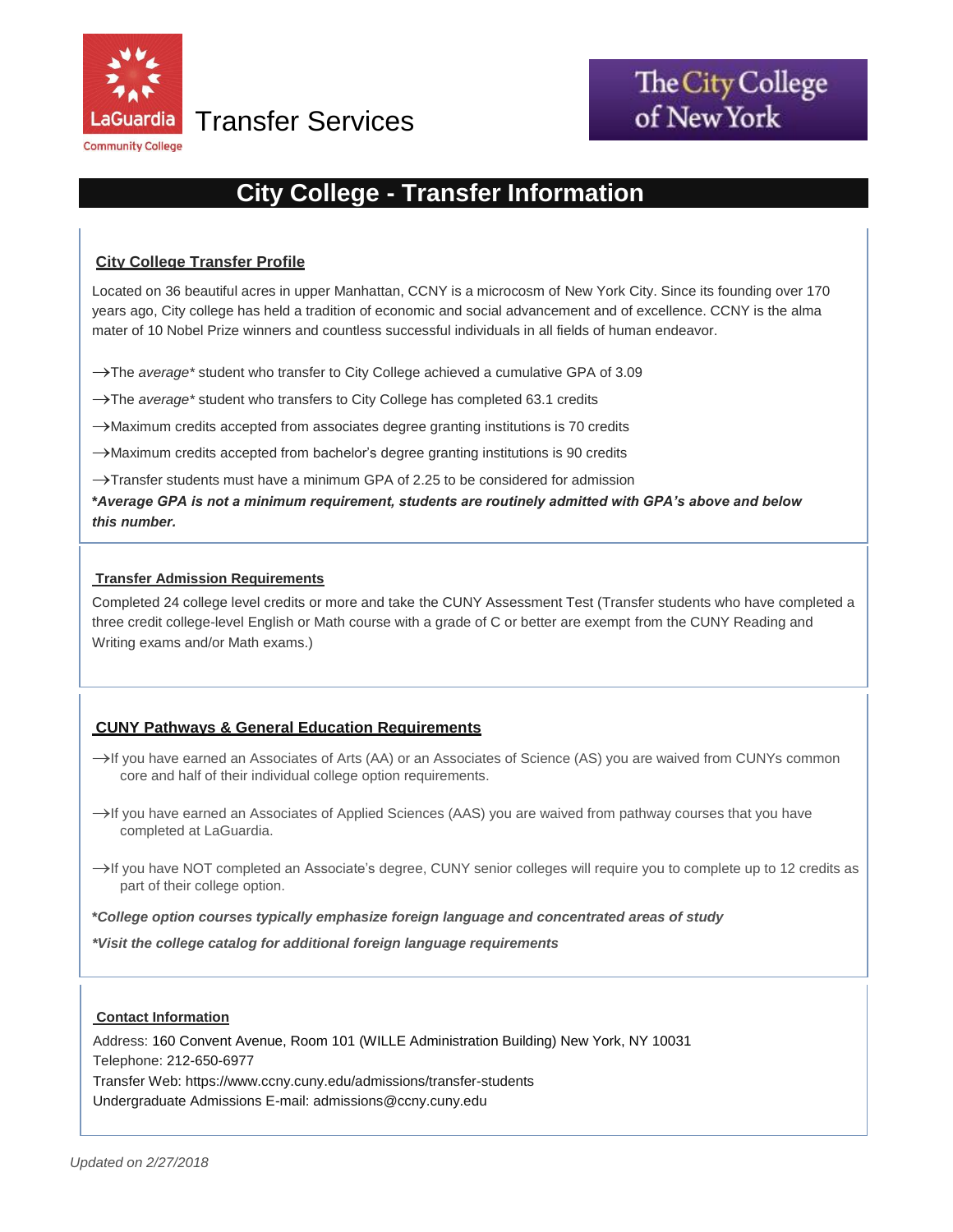LaGuardia Community College Transfer Services

The City College of New York

# City College - Transfer Information

## City College Transfer Profile

Located on 36 beautiful acres in upper Manhattan, CCNY is a microcosm of New York City. Since its founding over 170 years ago, City college has held a tradition of economic and social advancement and of excellence. CCNY is the alma mater of 10 Nobel Prize winners and countless successful individuals in all fields of human endeavor.

→The *average** student who transfer to City College achieved a cumulative GPA of 3.09

→The *average** student who transfers to City College has completed 63.1 credits

→Maximum credits accepted from associates degree granting institutions is 70 credits

→Maximum credits accepted from bachelor's degree granting institutions is 90 credits

→Transfer students must have a minimum GPA of 2.25 to be considered for admission

***Average GPA is not a minimum requirement, students are routinely admitted with GPA's above and below this number.***

## Transfer Admission Requirements

Completed 24 college level credits or more and take the CUNY Assessment Test (Transfer students who have completed a three credit college-level English or Math course with a grade of C or better are exempt from the CUNY Reading and Writing exams and/or Math exams.)

## CUNY Pathways & General Education Requirements

→If you have earned an Associates of Arts (AA) or an Associates of Science (AS) you are waived from CUNYs common core and half of their individual college option requirements.

→If you have earned an Associates of Applied Sciences (AAS) you are waived from pathway courses that you have completed at LaGuardia.

→If you have NOT completed an Associate's degree, CUNY senior colleges will require you to complete up to 12 credits as part of their college option.

***College option courses typically emphasize foreign language and concentrated areas of study***

***Visit the college catalog for additional foreign language requirements***

## Contact Information

Address: 160 Convent Avenue, Room 101 (WILLE Administration Building) New York, NY 10031
Telephone: 212-650-6977
Transfer Web: https://www.ccny.cuny.edu/admissions/transfer-students
Undergraduate Admissions E-mail: admissions@ccny.cuny.edu

*Updated on 2/27/2018*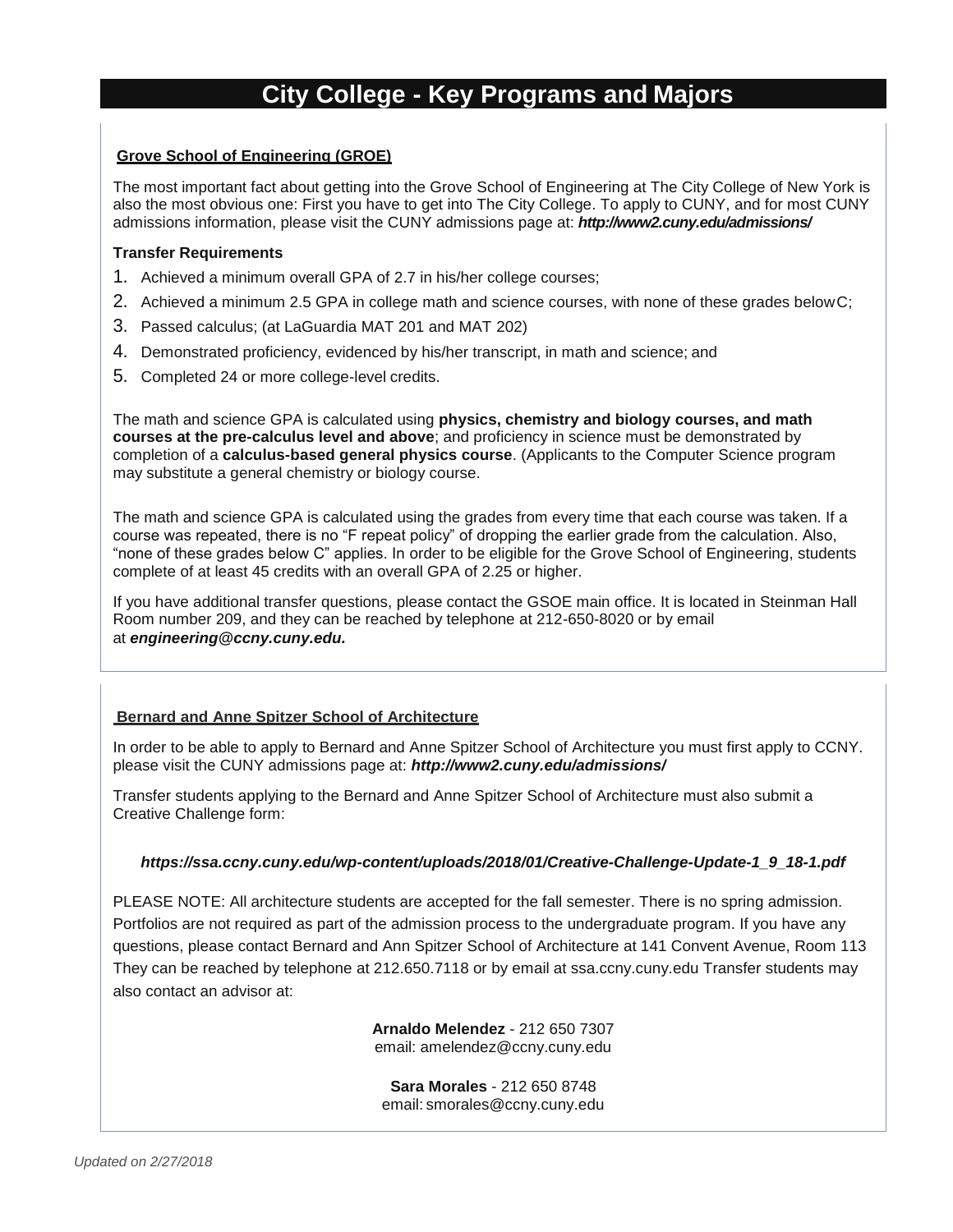# City College - Key Programs and Majors

**Grove School of Engineering (GROE)**

The most important fact about getting into the Grove School of Engineering at The City College of New York is also the most obvious one: First you have to get into The City College. To apply to CUNY, and for most CUNY admissions information, please visit the CUNY admissions page at: ***http://www2.cuny.edu/admissions/***

**Transfer Requirements**

1. Achieved a minimum overall GPA of 2.7 in his/her college courses;
2. Achieved a minimum 2.5 GPA in college math and science courses, with none of these grades below C;
3. Passed calculus; (at LaGuardia MAT 201 and MAT 202)
4. Demonstrated proficiency, evidenced by his/her transcript, in math and science; and
5. Completed 24 or more college-level credits.

The math and science GPA is calculated using **physics, chemistry and biology courses, and math courses at the pre-calculus level and above**; and proficiency in science must be demonstrated by completion of a **calculus-based general physics course**. (Applicants to the Computer Science program may substitute a general chemistry or biology course.

The math and science GPA is calculated using the grades from every time that each course was taken. If a course was repeated, there is no "F repeat policy" of dropping the earlier grade from the calculation. Also, "none of these grades below C" applies. In order to be eligible for the Grove School of Engineering, students complete of at least 45 credits with an overall GPA of 2.25 or higher.

If you have additional transfer questions, please contact the GSOE main office. It is located in Steinman Hall Room number 209, and they can be reached by telephone at 212-650-8020 or by email at ***engineering@ccny.cuny.edu.***

**Bernard and Anne Spitzer School of Architecture**

In order to be able to apply to Bernard and Anne Spitzer School of Architecture you must first apply to CCNY. please visit the CUNY admissions page at: ***http://www2.cuny.edu/admissions/***

Transfer students applying to the Bernard and Anne Spitzer School of Architecture must also submit a Creative Challenge form:

***https://ssa.ccny.cuny.edu/wp-content/uploads/2018/01/Creative-Challenge-Update-1_9_18-1.pdf***

PLEASE NOTE: All architecture students are accepted for the fall semester. There is no spring admission. Portfolios are not required as part of the admission process to the undergraduate program. If you have any questions, please contact Bernard and Ann Spitzer School of Architecture at 141 Convent Avenue, Room 113 They can be reached by telephone at 212.650.7118 or by email at ssa.ccny.cuny.edu Transfer students may also contact an advisor at:

**Arnaldo Melendez** - 212 650 7307
email: amelendez@ccny.cuny.edu

**Sara Morales** - 212 650 8748
email: smorales@ccny.cuny.edu

*Updated on 2/27/2018*